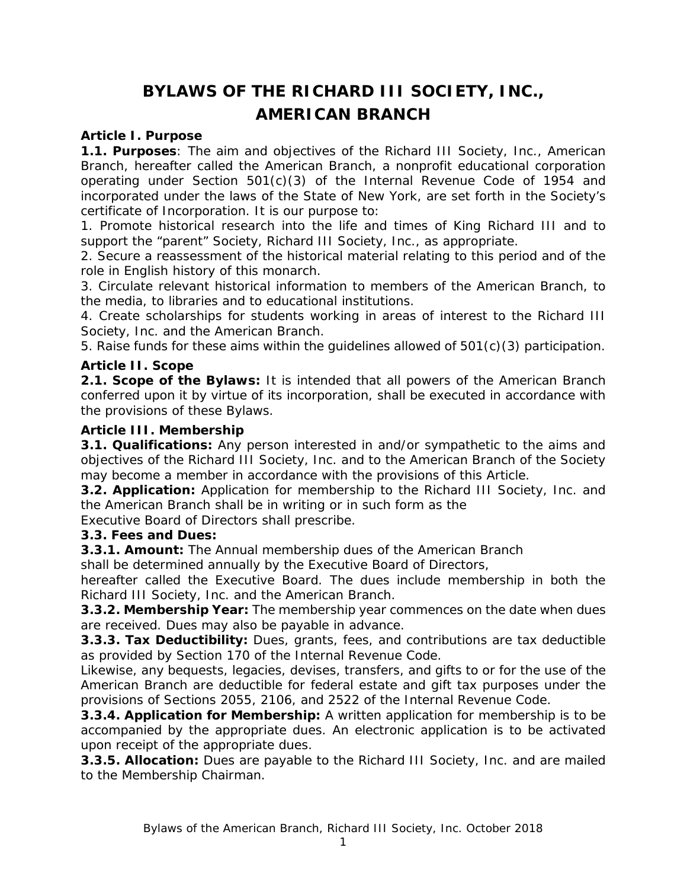# BYLAWS OF THE RICHARD III SOCIETY, INC., AMERICAN BRANCH

## Article I. Purpose

**1.1. Purposes**: The aim and objectives of the Richard III Society, Inc., American Branch, hereafter called the American Branch, a nonprofit educational corporation operating under Section 501(c)(3) of the Internal Revenue Code of 1954 and incorporated under the laws of the State of New York, are set forth in the Society's certificate of Incorporation. It is our purpose to:

1. Promote historical research into the life and times of King Richard III and to support the "parent" Society, Richard III Society, Inc., as appropriate.
2. Secure a reassessment of the historical material relating to this period and of the role in English history of this monarch.
3. Circulate relevant historical information to members of the American Branch, to the media, to libraries and to educational institutions.
4. Create scholarships for students working in areas of interest to the Richard III Society, Inc. and the American Branch.
5. Raise funds for these aims within the guidelines allowed of 501(c)(3) participation.

## Article II. Scope

**2.1. Scope of the Bylaws:** It is intended that all powers of the American Branch conferred upon it by virtue of its incorporation, shall be executed in accordance with the provisions of these Bylaws.

## Article III. Membership

**3.1. Qualifications:** Any person interested in and/or sympathetic to the aims and objectives of the Richard III Society, Inc. and to the American Branch of the Society may become a member in accordance with the provisions of this Article.

**3.2. Application:** Application for membership to the Richard III Society, Inc. and the American Branch shall be in writing or in such form as the Executive Board of Directors shall prescribe.

**3.3. Fees and Dues:**

**3.3.1. Amount:** The Annual membership dues of the American Branch shall be determined annually by the Executive Board of Directors, hereafter called the Executive Board. The dues include membership in both the Richard III Society, Inc. and the American Branch.

**3.3.2. Membership Year:** The membership year commences on the date when dues are received. Dues may also be payable in advance.

**3.3.3. Tax Deductibility:** Dues, grants, fees, and contributions are tax deductible as provided by Section 170 of the Internal Revenue Code.
Likewise, any bequests, legacies, devises, transfers, and gifts to or for the use of the American Branch are deductible for federal estate and gift tax purposes under the provisions of Sections 2055, 2106, and 2522 of the Internal Revenue Code.

**3.3.4. Application for Membership:** A written application for membership is to be accompanied by the appropriate dues. An electronic application is to be activated upon receipt of the appropriate dues.

**3.3.5. Allocation:** Dues are payable to the Richard III Society, Inc. and are mailed to the Membership Chairman.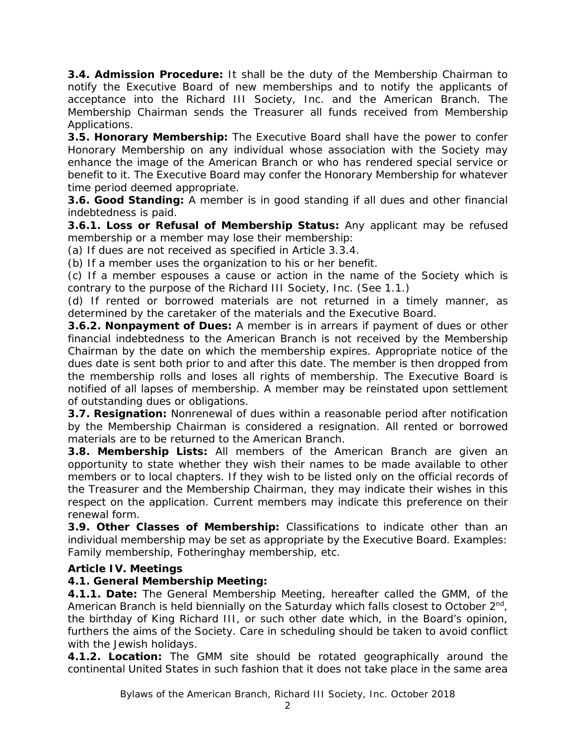**3.4. Admission Procedure:** It shall be the duty of the Membership Chairman to notify the Executive Board of new memberships and to notify the applicants of acceptance into the Richard III Society, Inc. and the American Branch. The Membership Chairman sends the Treasurer all funds received from Membership Applications.

**3.5. Honorary Membership:** The Executive Board shall have the power to confer Honorary Membership on any individual whose association with the Society may enhance the image of the American Branch or who has rendered special service or benefit to it. The Executive Board may confer the Honorary Membership for whatever time period deemed appropriate.

**3.6. Good Standing:** A member is in good standing if all dues and other financial indebtedness is paid.

**3.6.1. Loss or Refusal of Membership Status:** Any applicant may be refused membership or a member may lose their membership:

(a) If dues are not received as specified in Article 3.3.4.

(b) If a member uses the organization to his or her benefit.

(c) If a member espouses a cause or action in the name of the Society which is contrary to the purpose of the Richard III Society, Inc. (See 1.1.)

(d) If rented or borrowed materials are not returned in a timely manner, as determined by the caretaker of the materials and the Executive Board.

**3.6.2. Nonpayment of Dues:** A member is in arrears if payment of dues or other financial indebtedness to the American Branch is not received by the Membership Chairman by the date on which the membership expires. Appropriate notice of the dues date is sent both prior to and after this date. The member is then dropped from the membership rolls and loses all rights of membership. The Executive Board is notified of all lapses of membership. A member may be reinstated upon settlement of outstanding dues or obligations.

**3.7. Resignation:** Nonrenewal of dues within a reasonable period after notification by the Membership Chairman is considered a resignation. All rented or borrowed materials are to be returned to the American Branch.

**3.8. Membership Lists:** All members of the American Branch are given an opportunity to state whether they wish their names to be made available to other members or to local chapters. If they wish to be listed only on the official records of the Treasurer and the Membership Chairman, they may indicate their wishes in this respect on the application. Current members may indicate this preference on their renewal form.

**3.9. Other Classes of Membership:** Classifications to indicate other than an individual membership may be set as appropriate by the Executive Board. Examples: Family membership, Fotheringhay membership, etc.

## Article IV. Meetings

### 4.1. General Membership Meeting:

**4.1.1. Date:** The General Membership Meeting, hereafter called the GMM, of the American Branch is held biennially on the Saturday which falls closest to October 2nd, the birthday of King Richard III, or such other date which, in the Board's opinion, furthers the aims of the Society. Care in scheduling should be taken to avoid conflict with the Jewish holidays.

**4.1.2. Location:** The GMM site should be rotated geographically around the continental United States in such fashion that it does not take place in the same area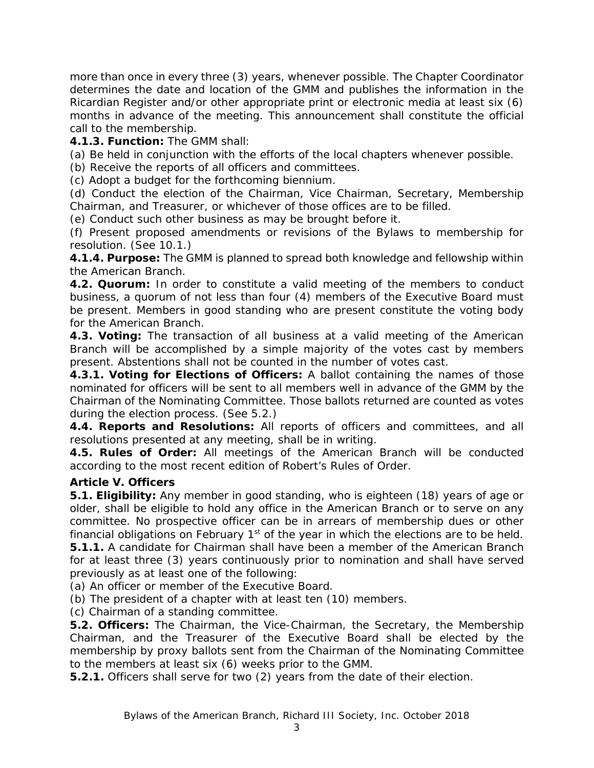more than once in every three (3) years, whenever possible. The Chapter Coordinator determines the date and location of the GMM and publishes the information in the Ricardian Register and/or other appropriate print or electronic media at least six (6) months in advance of the meeting. This announcement shall constitute the official call to the membership.

**4.1.3. Function:** The GMM shall:

(a) Be held in conjunction with the efforts of the local chapters whenever possible.

(b) Receive the reports of all officers and committees.

(c) Adopt a budget for the forthcoming biennium.

(d) Conduct the election of the Chairman, Vice Chairman, Secretary, Membership Chairman, and Treasurer, or whichever of those offices are to be filled.

(e) Conduct such other business as may be brought before it.

(f) Present proposed amendments or revisions of the Bylaws to membership for resolution. (See 10.1.)

**4.1.4. Purpose:** The GMM is planned to spread both knowledge and fellowship within the American Branch.

**4.2. Quorum:** In order to constitute a valid meeting of the members to conduct business, a quorum of not less than four (4) members of the Executive Board must be present. Members in good standing who are present constitute the voting body for the American Branch.

**4.3. Voting:** The transaction of all business at a valid meeting of the American Branch will be accomplished by a simple majority of the votes cast by members present. Abstentions shall not be counted in the number of votes cast.

**4.3.1. Voting for Elections of Officers:** A ballot containing the names of those nominated for officers will be sent to all members well in advance of the GMM by the Chairman of the Nominating Committee. Those ballots returned are counted as votes during the election process. (See 5.2.)

**4.4. Reports and Resolutions:** All reports of officers and committees, and all resolutions presented at any meeting, shall be in writing.

**4.5. Rules of Order:** All meetings of the American Branch will be conducted according to the most recent edition of Robert's Rules of Order.

## Article V. Officers

**5.1. Eligibility:** Any member in good standing, who is eighteen (18) years of age or older, shall be eligible to hold any office in the American Branch or to serve on any committee. No prospective officer can be in arrears of membership dues or other financial obligations on February 1st of the year in which the elections are to be held.

**5.1.1.** A candidate for Chairman shall have been a member of the American Branch for at least three (3) years continuously prior to nomination and shall have served previously as at least one of the following:

(a) An officer or member of the Executive Board.

(b) The president of a chapter with at least ten (10) members.

(c) Chairman of a standing committee.

**5.2. Officers:** The Chairman, the Vice-Chairman, the Secretary, the Membership Chairman, and the Treasurer of the Executive Board shall be elected by the membership by proxy ballots sent from the Chairman of the Nominating Committee to the members at least six (6) weeks prior to the GMM.

**5.2.1.** Officers shall serve for two (2) years from the date of their election.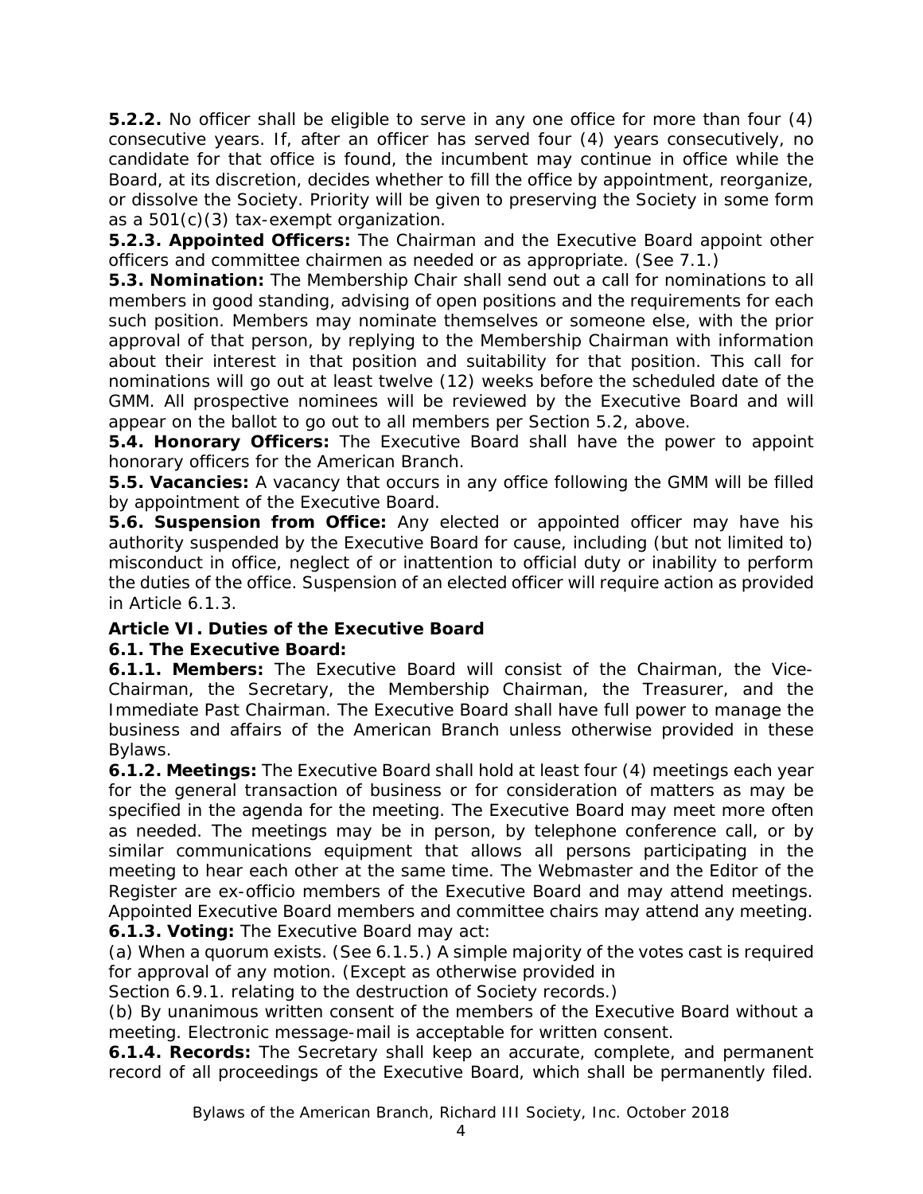**5.2.2.** No officer shall be eligible to serve in any one office for more than four (4) consecutive years. If, after an officer has served four (4) years consecutively, no candidate for that office is found, the incumbent may continue in office while the Board, at its discretion, decides whether to fill the office by appointment, reorganize, or dissolve the Society. Priority will be given to preserving the Society in some form as a 501(c)(3) tax-exempt organization.

**5.2.3. Appointed Officers:** The Chairman and the Executive Board appoint other officers and committee chairmen as needed or as appropriate. (See 7.1.)

**5.3. Nomination:** The Membership Chair shall send out a call for nominations to all members in good standing, advising of open positions and the requirements for each such position. Members may nominate themselves or someone else, with the prior approval of that person, by replying to the Membership Chairman with information about their interest in that position and suitability for that position. This call for nominations will go out at least twelve (12) weeks before the scheduled date of the GMM. All prospective nominees will be reviewed by the Executive Board and will appear on the ballot to go out to all members per Section 5.2, above.

**5.4. Honorary Officers:** The Executive Board shall have the power to appoint honorary officers for the American Branch.

**5.5. Vacancies:** A vacancy that occurs in any office following the GMM will be filled by appointment of the Executive Board.

**5.6. Suspension from Office:** Any elected or appointed officer may have his authority suspended by the Executive Board for cause, including (but not limited to) misconduct in office, neglect of or inattention to official duty or inability to perform the duties of the office. Suspension of an elected officer will require action as provided in Article 6.1.3.

## Article VI. Duties of the Executive Board

### 6.1. The Executive Board:

**6.1.1. Members:** The Executive Board will consist of the Chairman, the Vice-Chairman, the Secretary, the Membership Chairman, the Treasurer, and the Immediate Past Chairman. The Executive Board shall have full power to manage the business and affairs of the American Branch unless otherwise provided in these Bylaws.

**6.1.2. Meetings:** The Executive Board shall hold at least four (4) meetings each year for the general transaction of business or for consideration of matters as may be specified in the agenda for the meeting. The Executive Board may meet more often as needed. The meetings may be in person, by telephone conference call, or by similar communications equipment that allows all persons participating in the meeting to hear each other at the same time. The Webmaster and the Editor of the Register are ex-officio members of the Executive Board and may attend meetings. Appointed Executive Board members and committee chairs may attend any meeting.

**6.1.3. Voting:** The Executive Board may act:

(a) When a quorum exists. (See 6.1.5.) A simple majority of the votes cast is required for approval of any motion. (Except as otherwise provided in Section 6.9.1. relating to the destruction of Society records.)

(b) By unanimous written consent of the members of the Executive Board without a meeting. Electronic message-mail is acceptable for written consent.

**6.1.4. Records:** The Secretary shall keep an accurate, complete, and permanent record of all proceedings of the Executive Board, which shall be permanently filed.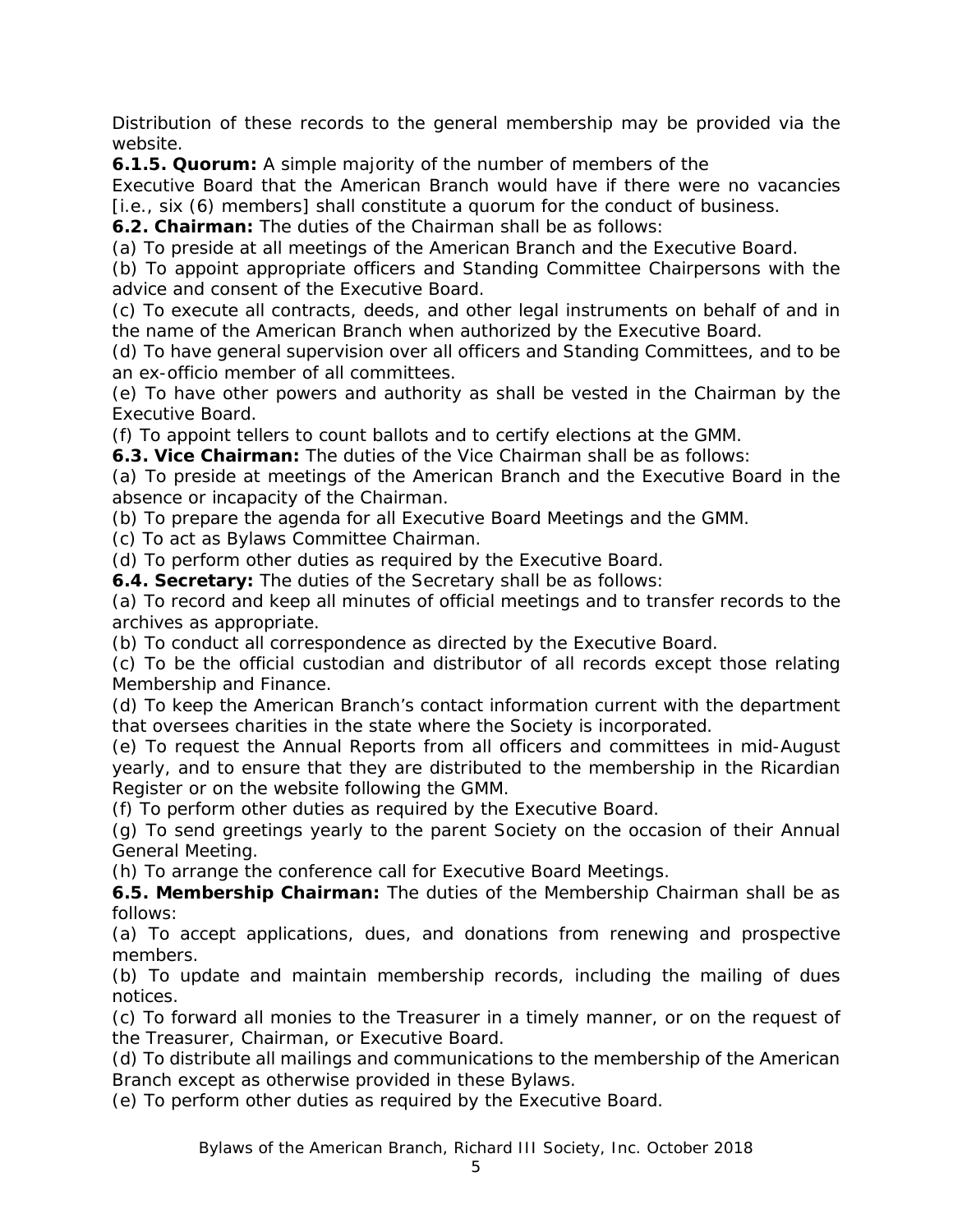Distribution of these records to the general membership may be provided via the website.

**6.1.5. Quorum:** A simple majority of the number of members of the Executive Board that the American Branch would have if there were no vacancies [i.e., six (6) members] shall constitute a quorum for the conduct of business.

**6.2. Chairman:** The duties of the Chairman shall be as follows:

(a) To preside at all meetings of the American Branch and the Executive Board.

(b) To appoint appropriate officers and Standing Committee Chairpersons with the advice and consent of the Executive Board.

(c) To execute all contracts, deeds, and other legal instruments on behalf of and in the name of the American Branch when authorized by the Executive Board.

(d) To have general supervision over all officers and Standing Committees, and to be an ex-officio member of all committees.

(e) To have other powers and authority as shall be vested in the Chairman by the Executive Board.

(f) To appoint tellers to count ballots and to certify elections at the GMM.

**6.3. Vice Chairman:** The duties of the Vice Chairman shall be as follows:

(a) To preside at meetings of the American Branch and the Executive Board in the absence or incapacity of the Chairman.

(b) To prepare the agenda for all Executive Board Meetings and the GMM.

(c) To act as Bylaws Committee Chairman.

(d) To perform other duties as required by the Executive Board.

**6.4. Secretary:** The duties of the Secretary shall be as follows:

(a) To record and keep all minutes of official meetings and to transfer records to the archives as appropriate.

(b) To conduct all correspondence as directed by the Executive Board.

(c) To be the official custodian and distributor of all records except those relating Membership and Finance.

(d) To keep the American Branch's contact information current with the department that oversees charities in the state where the Society is incorporated.

(e) To request the Annual Reports from all officers and committees in mid-August yearly, and to ensure that they are distributed to the membership in the Ricardian Register or on the website following the GMM.

(f) To perform other duties as required by the Executive Board.

(g) To send greetings yearly to the parent Society on the occasion of their Annual General Meeting.

(h) To arrange the conference call for Executive Board Meetings.

**6.5. Membership Chairman:** The duties of the Membership Chairman shall be as follows:

(a) To accept applications, dues, and donations from renewing and prospective members.

(b) To update and maintain membership records, including the mailing of dues notices.

(c) To forward all monies to the Treasurer in a timely manner, or on the request of the Treasurer, Chairman, or Executive Board.

(d) To distribute all mailings and communications to the membership of the American Branch except as otherwise provided in these Bylaws.

(e) To perform other duties as required by the Executive Board.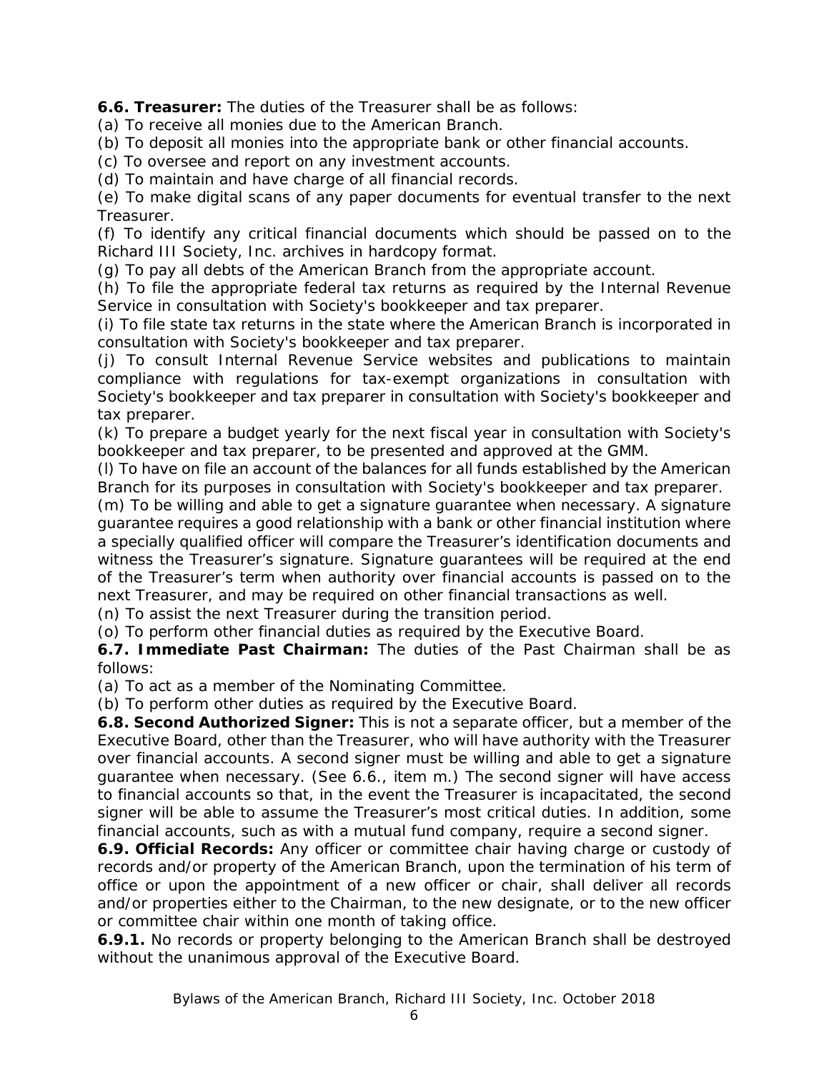**6.6. Treasurer:** The duties of the Treasurer shall be as follows:

(a) To receive all monies due to the American Branch.

(b) To deposit all monies into the appropriate bank or other financial accounts.

(c) To oversee and report on any investment accounts.

(d) To maintain and have charge of all financial records.

(e) To make digital scans of any paper documents for eventual transfer to the next Treasurer.

(f) To identify any critical financial documents which should be passed on to the Richard III Society, Inc. archives in hardcopy format.

(g) To pay all debts of the American Branch from the appropriate account.

(h) To file the appropriate federal tax returns as required by the Internal Revenue Service in consultation with Society's bookkeeper and tax preparer.

(i) To file state tax returns in the state where the American Branch is incorporated in consultation with Society's bookkeeper and tax preparer.

(j) To consult Internal Revenue Service websites and publications to maintain compliance with regulations for tax-exempt organizations in consultation with Society's bookkeeper and tax preparer in consultation with Society's bookkeeper and tax preparer.

(k) To prepare a budget yearly for the next fiscal year in consultation with Society's bookkeeper and tax preparer, to be presented and approved at the GMM.

(l) To have on file an account of the balances for all funds established by the American Branch for its purposes in consultation with Society's bookkeeper and tax preparer.

(m) To be willing and able to get a signature guarantee when necessary. A signature guarantee requires a good relationship with a bank or other financial institution where a specially qualified officer will compare the Treasurer's identification documents and witness the Treasurer's signature. Signature guarantees will be required at the end of the Treasurer's term when authority over financial accounts is passed on to the next Treasurer, and may be required on other financial transactions as well.

(n) To assist the next Treasurer during the transition period.

(o) To perform other financial duties as required by the Executive Board.

**6.7. Immediate Past Chairman:** The duties of the Past Chairman shall be as follows:

(a) To act as a member of the Nominating Committee.

(b) To perform other duties as required by the Executive Board.

**6.8. Second Authorized Signer:** This is not a separate officer, but a member of the Executive Board, other than the Treasurer, who will have authority with the Treasurer over financial accounts. A second signer must be willing and able to get a signature guarantee when necessary. (See 6.6., item m.) The second signer will have access to financial accounts so that, in the event the Treasurer is incapacitated, the second signer will be able to assume the Treasurer's most critical duties. In addition, some financial accounts, such as with a mutual fund company, require a second signer.

**6.9. Official Records:** Any officer or committee chair having charge or custody of records and/or property of the American Branch, upon the termination of his term of office or upon the appointment of a new officer or chair, shall deliver all records and/or properties either to the Chairman, to the new designate, or to the new officer or committee chair within one month of taking office.

**6.9.1.** No records or property belonging to the American Branch shall be destroyed without the unanimous approval of the Executive Board.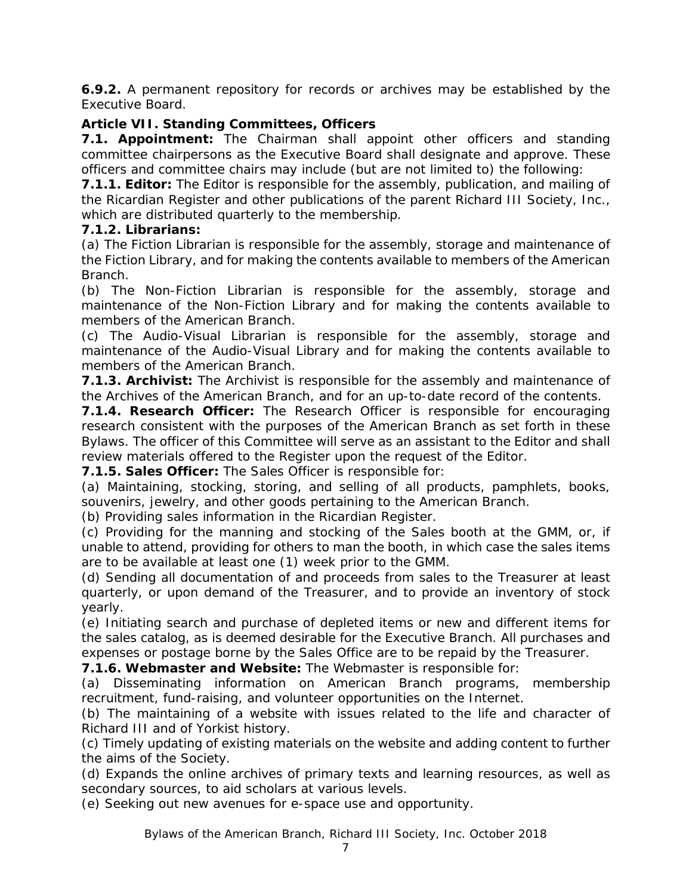**6.9.2.** A permanent repository for records or archives may be established by the Executive Board.

## Article VII. Standing Committees, Officers

**7.1. Appointment:** The Chairman shall appoint other officers and standing committee chairpersons as the Executive Board shall designate and approve. These officers and committee chairs may include (but are not limited to) the following:

**7.1.1. Editor:** The Editor is responsible for the assembly, publication, and mailing of the Ricardian Register and other publications of the parent Richard III Society, Inc., which are distributed quarterly to the membership.

**7.1.2. Librarians:**

(a) The Fiction Librarian is responsible for the assembly, storage and maintenance of the Fiction Library, and for making the contents available to members of the American Branch.

(b) The Non-Fiction Librarian is responsible for the assembly, storage and maintenance of the Non-Fiction Library and for making the contents available to members of the American Branch.

(c) The Audio-Visual Librarian is responsible for the assembly, storage and maintenance of the Audio-Visual Library and for making the contents available to members of the American Branch.

**7.1.3. Archivist:** The Archivist is responsible for the assembly and maintenance of the Archives of the American Branch, and for an up-to-date record of the contents.

**7.1.4. Research Officer:** The Research Officer is responsible for encouraging research consistent with the purposes of the American Branch as set forth in these Bylaws. The officer of this Committee will serve as an assistant to the Editor and shall review materials offered to the Register upon the request of the Editor.

**7.1.5. Sales Officer:** The Sales Officer is responsible for:

(a) Maintaining, stocking, storing, and selling of all products, pamphlets, books, souvenirs, jewelry, and other goods pertaining to the American Branch.

(b) Providing sales information in the Ricardian Register.

(c) Providing for the manning and stocking of the Sales booth at the GMM, or, if unable to attend, providing for others to man the booth, in which case the sales items are to be available at least one (1) week prior to the GMM.

(d) Sending all documentation of and proceeds from sales to the Treasurer at least quarterly, or upon demand of the Treasurer, and to provide an inventory of stock yearly.

(e) Initiating search and purchase of depleted items or new and different items for the sales catalog, as is deemed desirable for the Executive Branch. All purchases and expenses or postage borne by the Sales Office are to be repaid by the Treasurer.

**7.1.6. Webmaster and Website:** The Webmaster is responsible for:

(a) Disseminating information on American Branch programs, membership recruitment, fund-raising, and volunteer opportunities on the Internet.

(b) The maintaining of a website with issues related to the life and character of Richard III and of Yorkist history.

(c) Timely updating of existing materials on the website and adding content to further the aims of the Society.

(d) Expands the online archives of primary texts and learning resources, as well as secondary sources, to aid scholars at various levels.

(e) Seeking out new avenues for e-space use and opportunity.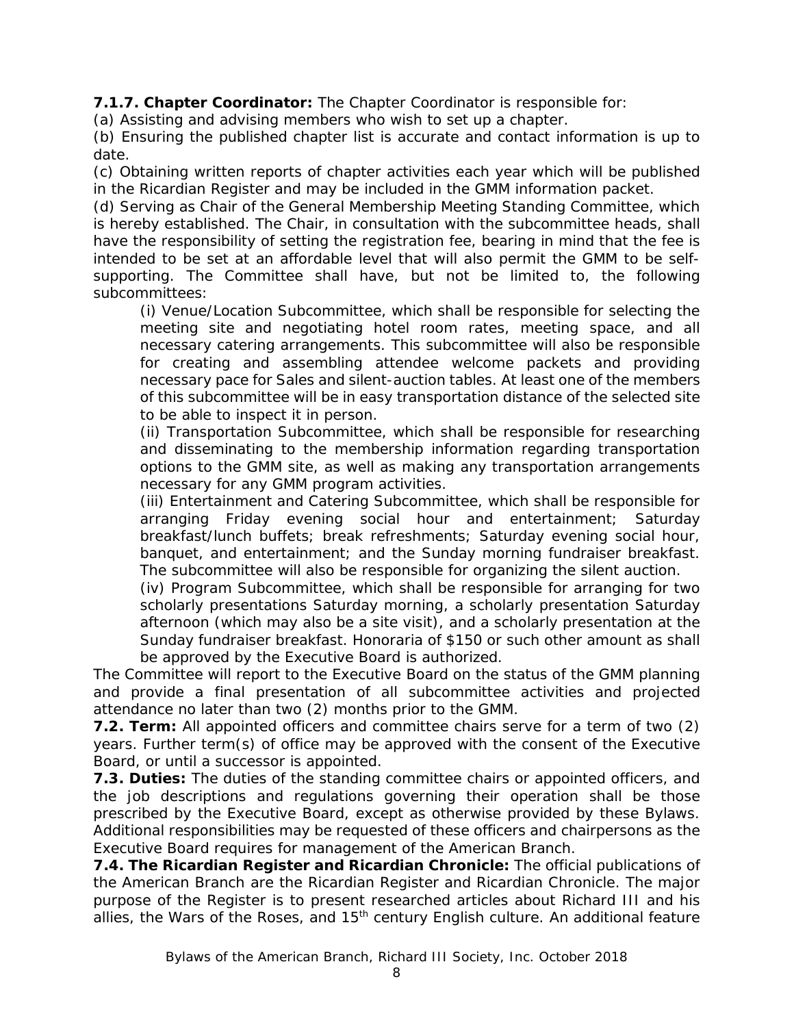**7.1.7. Chapter Coordinator:** The Chapter Coordinator is responsible for:

(a) Assisting and advising members who wish to set up a chapter.

(b) Ensuring the published chapter list is accurate and contact information is up to date.

(c) Obtaining written reports of chapter activities each year which will be published in the Ricardian Register and may be included in the GMM information packet.

(d) Serving as Chair of the General Membership Meeting Standing Committee, which is hereby established. The Chair, in consultation with the subcommittee heads, shall have the responsibility of setting the registration fee, bearing in mind that the fee is intended to be set at an affordable level that will also permit the GMM to be self-supporting. The Committee shall have, but not be limited to, the following subcommittees:

> (i) Venue/Location Subcommittee, which shall be responsible for selecting the meeting site and negotiating hotel room rates, meeting space, and all necessary catering arrangements. This subcommittee will also be responsible for creating and assembling attendee welcome packets and providing necessary pace for Sales and silent-auction tables. At least one of the members of this subcommittee will be in easy transportation distance of the selected site to be able to inspect it in person.
>
> (ii) Transportation Subcommittee, which shall be responsible for researching and disseminating to the membership information regarding transportation options to the GMM site, as well as making any transportation arrangements necessary for any GMM program activities.
>
> (iii) Entertainment and Catering Subcommittee, which shall be responsible for arranging Friday evening social hour and entertainment; Saturday breakfast/lunch buffets; break refreshments; Saturday evening social hour, banquet, and entertainment; and the Sunday morning fundraiser breakfast. The subcommittee will also be responsible for organizing the silent auction.
>
> (iv) Program Subcommittee, which shall be responsible for arranging for two scholarly presentations Saturday morning, a scholarly presentation Saturday afternoon (which may also be a site visit), and a scholarly presentation at the Sunday fundraiser breakfast. Honoraria of $150 or such other amount as shall be approved by the Executive Board is authorized.

The Committee will report to the Executive Board on the status of the GMM planning and provide a final presentation of all subcommittee activities and projected attendance no later than two (2) months prior to the GMM.

**7.2. Term:** All appointed officers and committee chairs serve for a term of two (2) years. Further term(s) of office may be approved with the consent of the Executive Board, or until a successor is appointed.

**7.3. Duties:** The duties of the standing committee chairs or appointed officers, and the job descriptions and regulations governing their operation shall be those prescribed by the Executive Board, except as otherwise provided by these Bylaws. Additional responsibilities may be requested of these officers and chairpersons as the Executive Board requires for management of the American Branch.

**7.4. The Ricardian Register and Ricardian Chronicle:** The official publications of the American Branch are the Ricardian Register and Ricardian Chronicle. The major purpose of the Register is to present researched articles about Richard III and his allies, the Wars of the Roses, and 15th century English culture. An additional feature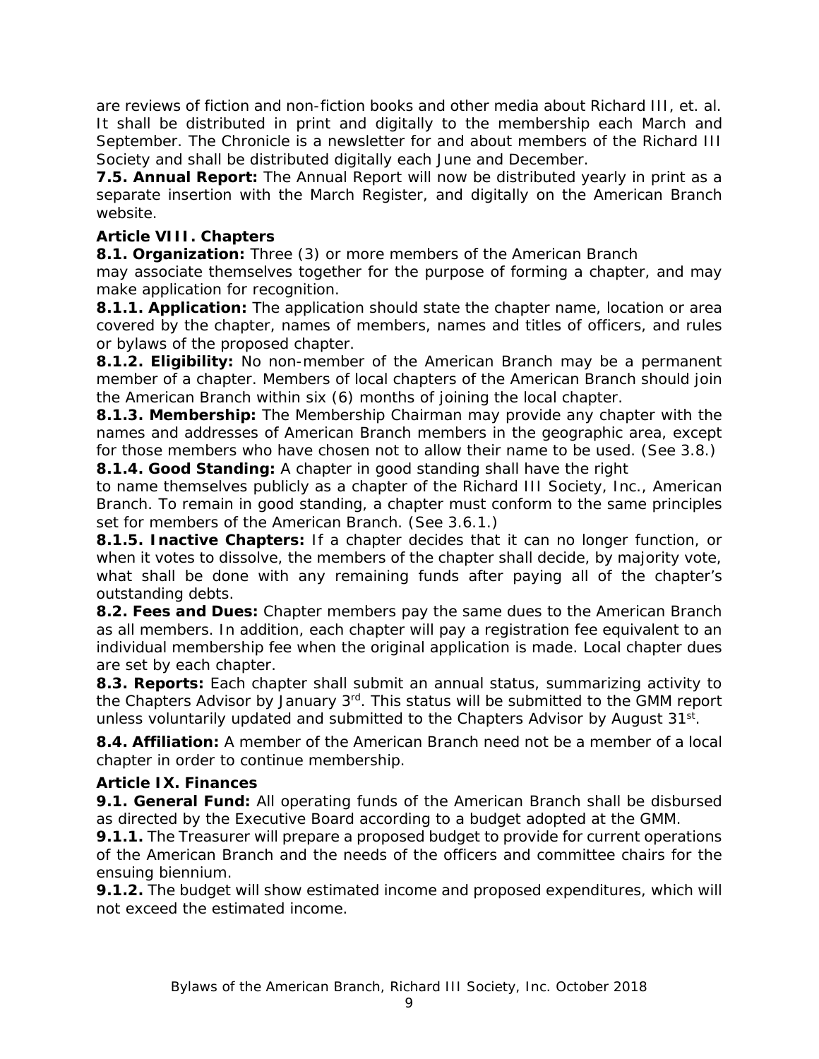are reviews of fiction and non-fiction books and other media about Richard III, et. al. It shall be distributed in print and digitally to the membership each March and September. The Chronicle is a newsletter for and about members of the Richard III Society and shall be distributed digitally each June and December.

**7.5. Annual Report:** The Annual Report will now be distributed yearly in print as a separate insertion with the March Register, and digitally on the American Branch website.

### Article VIII. Chapters

**8.1. Organization:** Three (3) or more members of the American Branch may associate themselves together for the purpose of forming a chapter, and may make application for recognition.

**8.1.1. Application:** The application should state the chapter name, location or area covered by the chapter, names of members, names and titles of officers, and rules or bylaws of the proposed chapter.

**8.1.2. Eligibility:** No non-member of the American Branch may be a permanent member of a chapter. Members of local chapters of the American Branch should join the American Branch within six (6) months of joining the local chapter.

**8.1.3. Membership:** The Membership Chairman may provide any chapter with the names and addresses of American Branch members in the geographic area, except for those members who have chosen not to allow their name to be used. (See 3.8.)

**8.1.4. Good Standing:** A chapter in good standing shall have the right to name themselves publicly as a chapter of the Richard III Society, Inc., American Branch. To remain in good standing, a chapter must conform to the same principles set for members of the American Branch. (See 3.6.1.)

**8.1.5. Inactive Chapters:** If a chapter decides that it can no longer function, or when it votes to dissolve, the members of the chapter shall decide, by majority vote, what shall be done with any remaining funds after paying all of the chapter's outstanding debts.

**8.2. Fees and Dues:** Chapter members pay the same dues to the American Branch as all members. In addition, each chapter will pay a registration fee equivalent to an individual membership fee when the original application is made. Local chapter dues are set by each chapter.

**8.3. Reports:** Each chapter shall submit an annual status, summarizing activity to the Chapters Advisor by January 3rd. This status will be submitted to the GMM report unless voluntarily updated and submitted to the Chapters Advisor by August 31st.

**8.4. Affiliation:** A member of the American Branch need not be a member of a local chapter in order to continue membership.

### Article IX. Finances

**9.1. General Fund:** All operating funds of the American Branch shall be disbursed as directed by the Executive Board according to a budget adopted at the GMM.

**9.1.1.** The Treasurer will prepare a proposed budget to provide for current operations of the American Branch and the needs of the officers and committee chairs for the ensuing biennium.

**9.1.2.** The budget will show estimated income and proposed expenditures, which will not exceed the estimated income.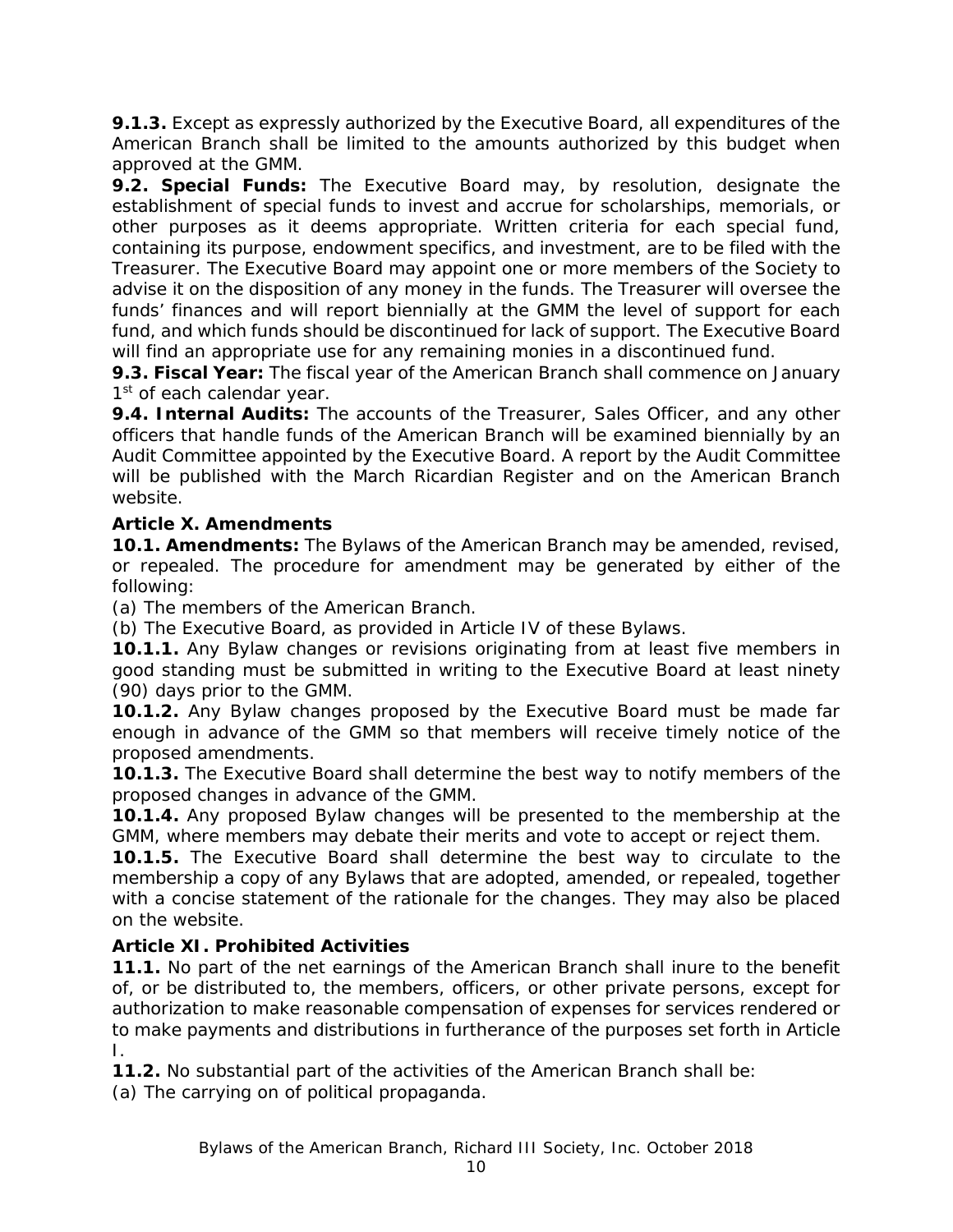**9.1.3.** Except as expressly authorized by the Executive Board, all expenditures of the American Branch shall be limited to the amounts authorized by this budget when approved at the GMM.

**9.2. Special Funds:** The Executive Board may, by resolution, designate the establishment of special funds to invest and accrue for scholarships, memorials, or other purposes as it deems appropriate. Written criteria for each special fund, containing its purpose, endowment specifics, and investment, are to be filed with the Treasurer. The Executive Board may appoint one or more members of the Society to advise it on the disposition of any money in the funds. The Treasurer will oversee the funds' finances and will report biennially at the GMM the level of support for each fund, and which funds should be discontinued for lack of support. The Executive Board will find an appropriate use for any remaining monies in a discontinued fund.

**9.3. Fiscal Year:** The fiscal year of the American Branch shall commence on January 1st of each calendar year.

**9.4. Internal Audits:** The accounts of the Treasurer, Sales Officer, and any other officers that handle funds of the American Branch will be examined biennially by an Audit Committee appointed by the Executive Board. A report by the Audit Committee will be published with the March Ricardian Register and on the American Branch website.

### Article X. Amendments

**10.1. Amendments:** The Bylaws of the American Branch may be amended, revised, or repealed. The procedure for amendment may be generated by either of the following:

(a) The members of the American Branch.

(b) The Executive Board, as provided in Article IV of these Bylaws.

**10.1.1.** Any Bylaw changes or revisions originating from at least five members in good standing must be submitted in writing to the Executive Board at least ninety (90) days prior to the GMM.

**10.1.2.** Any Bylaw changes proposed by the Executive Board must be made far enough in advance of the GMM so that members will receive timely notice of the proposed amendments.

**10.1.3.** The Executive Board shall determine the best way to notify members of the proposed changes in advance of the GMM.

**10.1.4.** Any proposed Bylaw changes will be presented to the membership at the GMM, where members may debate their merits and vote to accept or reject them.

**10.1.5.** The Executive Board shall determine the best way to circulate to the membership a copy of any Bylaws that are adopted, amended, or repealed, together with a concise statement of the rationale for the changes. They may also be placed on the website.

### Article XI. Prohibited Activities

**11.1.** No part of the net earnings of the American Branch shall inure to the benefit of, or be distributed to, the members, officers, or other private persons, except for authorization to make reasonable compensation of expenses for services rendered or to make payments and distributions in furtherance of the purposes set forth in Article I.

**11.2.** No substantial part of the activities of the American Branch shall be:

(a) The carrying on of political propaganda.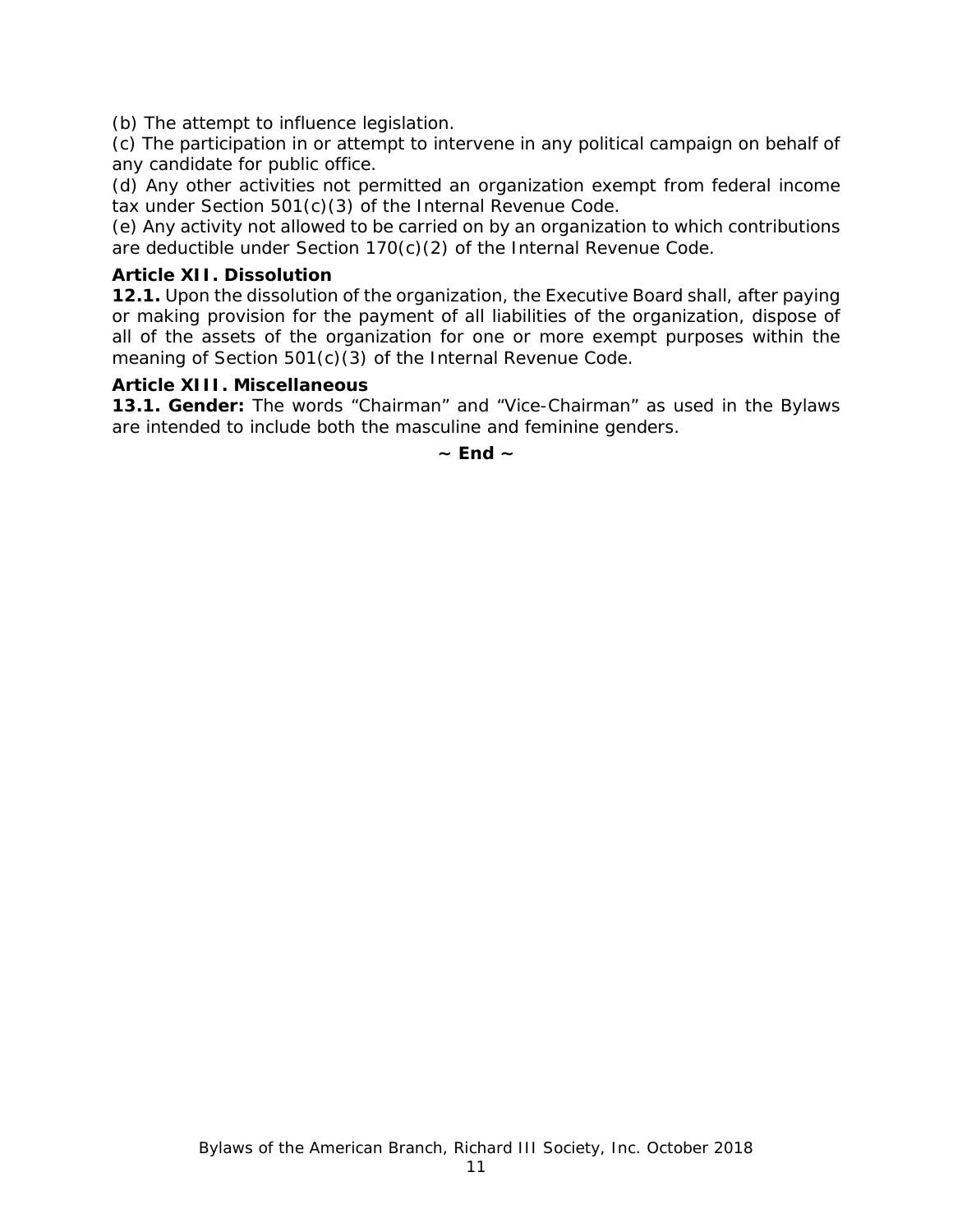(b) The attempt to influence legislation.

(c) The participation in or attempt to intervene in any political campaign on behalf of any candidate for public office.

(d) Any other activities not permitted an organization exempt from federal income tax under Section 501(c)(3) of the Internal Revenue Code.

(e) Any activity not allowed to be carried on by an organization to which contributions are deductible under Section 170(c)(2) of the Internal Revenue Code.

### Article XII. Dissolution

**12.1.** Upon the dissolution of the organization, the Executive Board shall, after paying or making provision for the payment of all liabilities of the organization, dispose of all of the assets of the organization for one or more exempt purposes within the meaning of Section 501(c)(3) of the Internal Revenue Code.

### Article XIII. Miscellaneous

**13.1. Gender:** The words "Chairman" and "Vice-Chairman" as used in the Bylaws are intended to include both the masculine and feminine genders.

**~ End ~**